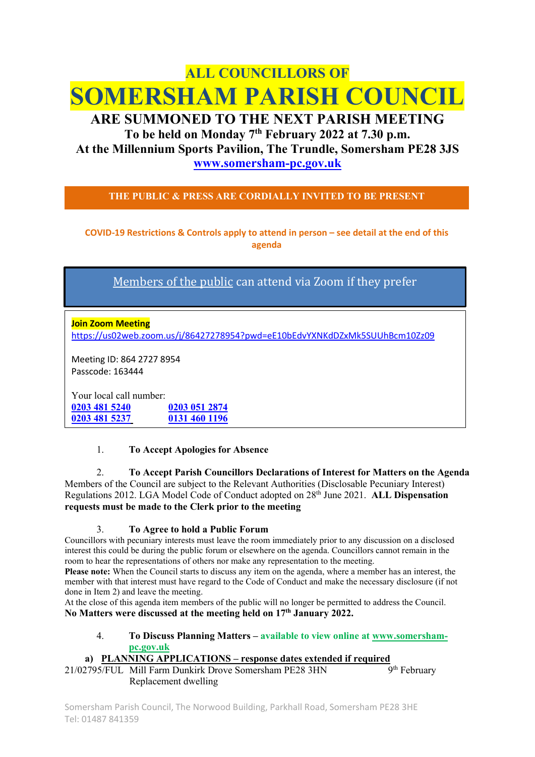# ALL COUNCILLORS OF

# SOMERSHAM PARISH COUNCIL

## ARE SUMMONED TO THE NEXT PARISH MEETING

**To be held on Monday 7th February 2022 at 7.30 p.m.**

**At the Millennium Sports Pavilion, The Trundle, Somersham PE28 3JS**

**www.somersham-pc.gov.uk**

**THE PUBLIC & PRESS ARE CORDIALLY INVITED TO BE PRESENT**

**COVID-19 Restrictions & Controls apply to attend in person – see detail at the end of this agenda**

Members of the public can attend via Zoom if they prefer

**Join Zoom Meeting**
https://us02web.zoom.us/j/86427278954?pwd=eE10bEdvYXNKdDZxMk5SUUhBcm10Zz09

Meeting ID: 864 2727 8954
Passcode: 163444

Your local call number:

| | |
|---|---|
| 0203 481 5240 | 0203 051 2874 |
| 0203 481 5237 | 0131 460 1196 |

1. **To Accept Apologies for Absence**

2. **To Accept Parish Councillors Declarations of Interest for Matters on the Agenda**
Members of the Council are subject to the Relevant Authorities (Disclosable Pecuniary Interest) Regulations 2012. LGA Model Code of Conduct adopted on 28th June 2021. **ALL Dispensation requests must be made to the Clerk prior to the meeting**

3. **To Agree to hold a Public Forum**
Councillors with pecuniary interests must leave the room immediately prior to any discussion on a disclosed interest this could be during the public forum or elsewhere on the agenda. Councillors cannot remain in the room to hear the representations of others nor make any representation to the meeting.
**Please note:** When the Council starts to discuss any item on the agenda, where a member has an interest, the member with that interest must have regard to the Code of Conduct and make the necessary disclosure (if not done in Item 2) and leave the meeting.
At the close of this agenda item members of the public will no longer be permitted to address the Council.
**No Matters were discussed at the meeting held on 17th January 2022.**

4. **To Discuss Planning Matters** – **available to view online at www.somersham-pc.gov.uk**

**a) PLANNING APPLICATIONS – response dates extended if required**

| | | |
|---|---|---|
| 21/02795/FUL | Mill Farm Dunkirk Drove Somersham PE28 3HN<br>Replacement dwelling | 9th February |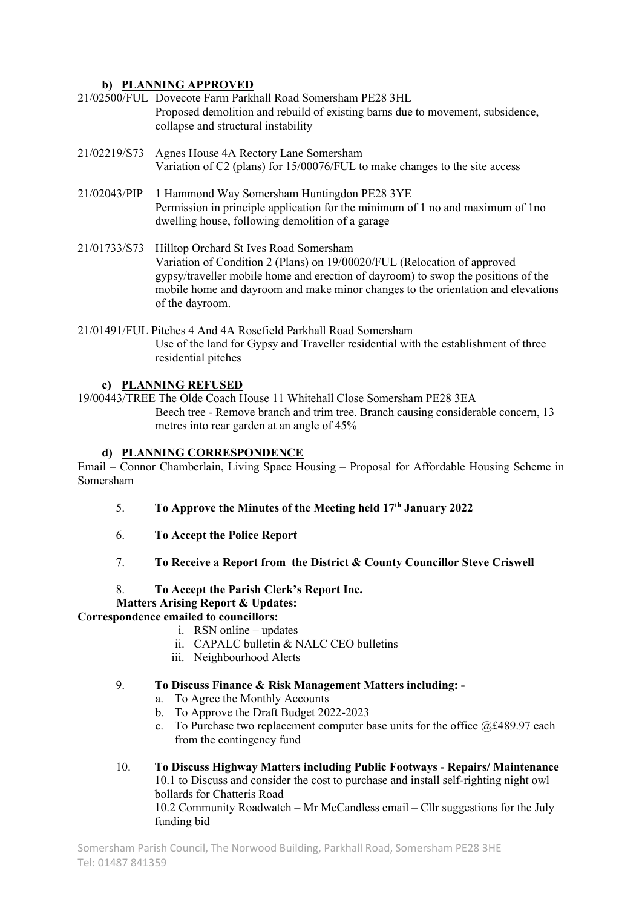**b) PLANNING APPROVED**

21/02500/FUL Dovecote Farm Parkhall Road Somersham PE28 3HL
Proposed demolition and rebuild of existing barns due to movement, subsidence, collapse and structural instability

21/02219/S73 Agnes House 4A Rectory Lane Somersham
Variation of C2 (plans) for 15/00076/FUL to make changes to the site access

21/02043/PIP 1 Hammond Way Somersham Huntingdon PE28 3YE
Permission in principle application for the minimum of 1 no and maximum of 1no dwelling house, following demolition of a garage

21/01733/S73 Hilltop Orchard St Ives Road Somersham
Variation of Condition 2 (Plans) on 19/00020/FUL (Relocation of approved gypsy/traveller mobile home and erection of dayroom) to swop the positions of the mobile home and dayroom and make minor changes to the orientation and elevations of the dayroom.

21/01491/FUL Pitches 4 And 4A Rosefield Parkhall Road Somersham
Use of the land for Gypsy and Traveller residential with the establishment of three residential pitches

**c) PLANNING REFUSED**

19/00443/TREE The Olde Coach House 11 Whitehall Close Somersham PE28 3EA
Beech tree - Remove branch and trim tree. Branch causing considerable concern, 13 metres into rear garden at an angle of 45%

**d) PLANNING CORRESPONDENCE**

Email – Connor Chamberlain, Living Space Housing – Proposal for Affordable Housing Scheme in Somersham

5. **To Approve the Minutes of the Meeting held 17th January 2022**

6. **To Accept the Police Report**

7. **To Receive a Report from the District & County Councillor Steve Criswell**

8. **To Accept the Parish Clerk's Report Inc.**
**Matters Arising Report & Updates:**

**Correspondence emailed to councillors:**

i. RSN online – updates
ii. CAPALC bulletin & NALC CEO bulletins
iii. Neighbourhood Alerts

9. **To Discuss Finance & Risk Management Matters including: -**
   a. To Agree the Monthly Accounts
   b. To Approve the Draft Budget 2022-2023
   c. To Purchase two replacement computer base units for the office @£489.97 each from the contingency fund

10. **To Discuss Highway Matters including Public Footways - Repairs/ Maintenance**
10.1 to Discuss and consider the cost to purchase and install self-righting night owl bollards for Chatteris Road
10.2 Community Roadwatch – Mr McCandless email – Cllr suggestions for the July funding bid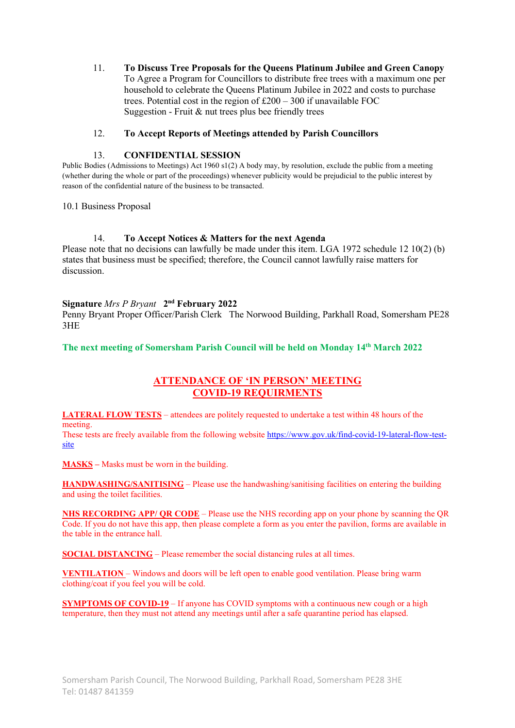11. **To Discuss Tree Proposals for the Queens Platinum Jubilee and Green Canopy**
    To Agree a Program for Councillors to distribute free trees with a maximum one per household to celebrate the Queens Platinum Jubilee in 2022 and costs to purchase trees. Potential cost in the region of £200 – 300 if unavailable FOC
    Suggestion - Fruit & nut trees plus bee friendly trees

12. **To Accept Reports of Meetings attended by Parish Councillors**

13. **CONFIDENTIAL SESSION**

Public Bodies (Admissions to Meetings) Act 1960 s1(2) A body may, by resolution, exclude the public from a meeting (whether during the whole or part of the proceedings) whenever publicity would be prejudicial to the public interest by reason of the confidential nature of the business to be transacted.

10.1 Business Proposal

14. **To Accept Notices & Matters for the next Agenda**

Please note that no decisions can lawfully be made under this item. LGA 1972 schedule 12 10(2) (b) states that business must be specified; therefore, the Council cannot lawfully raise matters for discussion.

**Signature** *Mrs P Bryant* **2nd February 2022**
Penny Bryant Proper Officer/Parish Clerk The Norwood Building, Parkhall Road, Somersham PE28 3HE

**The next meeting of Somersham Parish Council will be held on Monday 14th March 2022**

## ATTENDANCE OF 'IN PERSON' MEETING COVID-19 REQUIRMENTS

**LATERAL FLOW TESTS** – attendees are politely requested to undertake a test within 48 hours of the meeting.
These tests are freely available from the following website https://www.gov.uk/find-covid-19-lateral-flow-test-site

**MASKS** – Masks must be worn in the building.

**HANDWASHING/SANITISING** – Please use the handwashing/sanitising facilities on entering the building and using the toilet facilities.

**NHS RECORDING APP/ QR CODE** – Please use the NHS recording app on your phone by scanning the QR Code. If you do not have this app, then please complete a form as you enter the pavilion, forms are available in the table in the entrance hall.

**SOCIAL DISTANCING** – Please remember the social distancing rules at all times.

**VENTILATION** – Windows and doors will be left open to enable good ventilation. Please bring warm clothing/coat if you feel you will be cold.

**SYMPTOMS OF COVID-19** – If anyone has COVID symptoms with a continuous new cough or a high temperature, then they must not attend any meetings until after a safe quarantine period has elapsed.